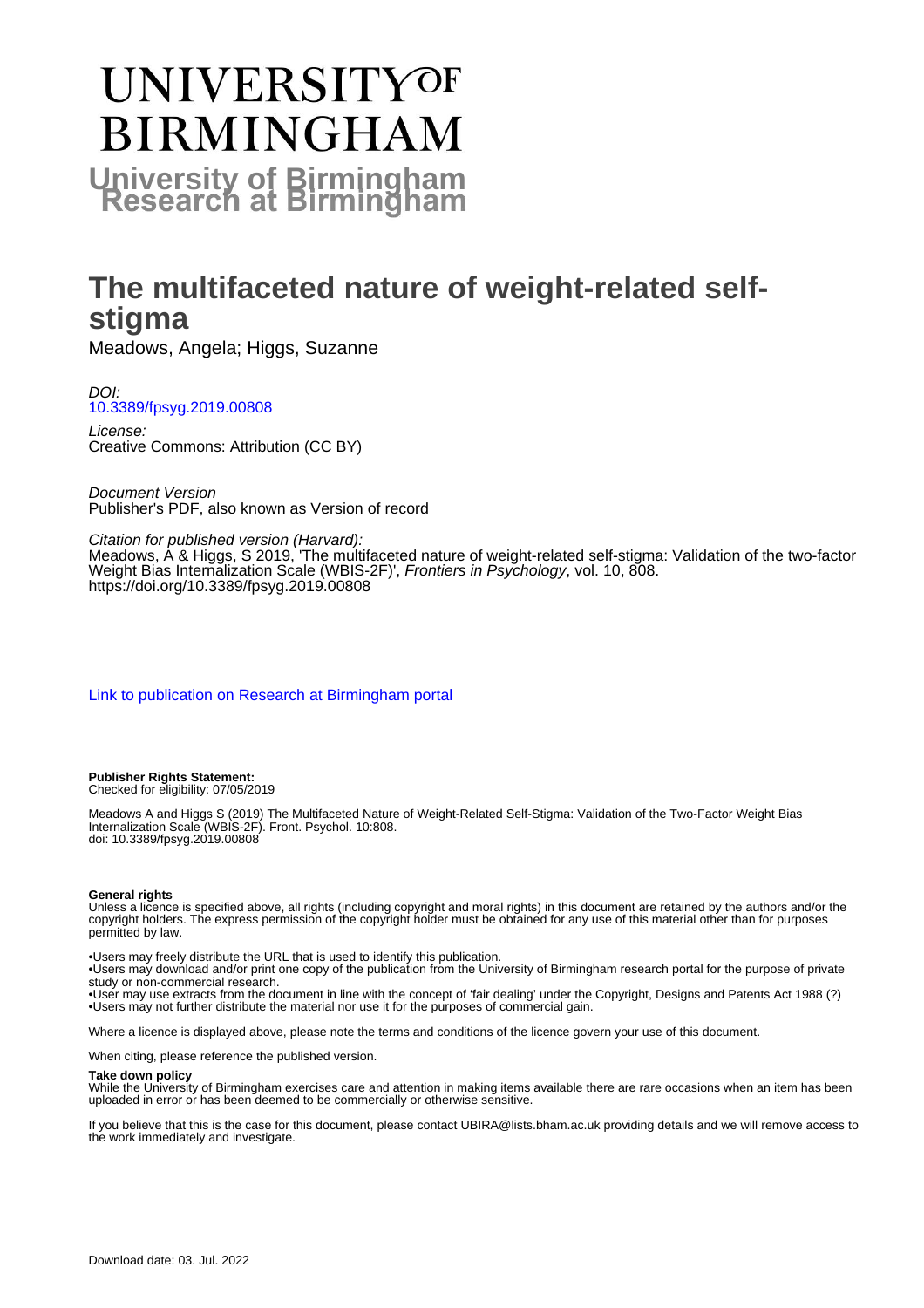# UNIVERSITY OF BIRMINGHAM

## University of Birmingham Research at Birmingham

# The multifaceted nature of weight-related self-stigma

Meadows, Angela; Higgs, Suzanne

*DOI:*
10.3389/fpsyg.2019.00808

*License:*
Creative Commons: Attribution (CC BY)

*Document Version*
Publisher's PDF, also known as Version of record

*Citation for published version (Harvard):*
Meadows, A & Higgs, S 2019, 'The multifaceted nature of weight-related self-stigma: Validation of the two-factor Weight Bias Internalization Scale (WBIS-2F)', *Frontiers in Psychology*, vol. 10, 808.
https://doi.org/10.3389/fpsyg.2019.00808

Link to publication on Research at Birmingham portal

**Publisher Rights Statement:**
Checked for eligibility: 07/05/2019

Meadows A and Higgs S (2019) The Multifaceted Nature of Weight-Related Self-Stigma: Validation of the Two-Factor Weight Bias Internalization Scale (WBIS-2F). Front. Psychol. 10:808.
doi: 10.3389/fpsyg.2019.00808

**General rights**
Unless a licence is specified above, all rights (including copyright and moral rights) in this document are retained by the authors and/or the copyright holders. The express permission of the copyright holder must be obtained for any use of this material other than for purposes permitted by law.

•Users may freely distribute the URL that is used to identify this publication.
•Users may download and/or print one copy of the publication from the University of Birmingham research portal for the purpose of private study or non-commercial research.
•User may use extracts from the document in line with the concept of 'fair dealing' under the Copyright, Designs and Patents Act 1988 (?)
•Users may not further distribute the material nor use it for the purposes of commercial gain.

Where a licence is displayed above, please note the terms and conditions of the licence govern your use of this document.

When citing, please reference the published version.

**Take down policy**
While the University of Birmingham exercises care and attention in making items available there are rare occasions when an item has been uploaded in error or has been deemed to be commercially or otherwise sensitive.

If you believe that this is the case for this document, please contact UBIRA@lists.bham.ac.uk providing details and we will remove access to the work immediately and investigate.

Download date: 03. Jul. 2022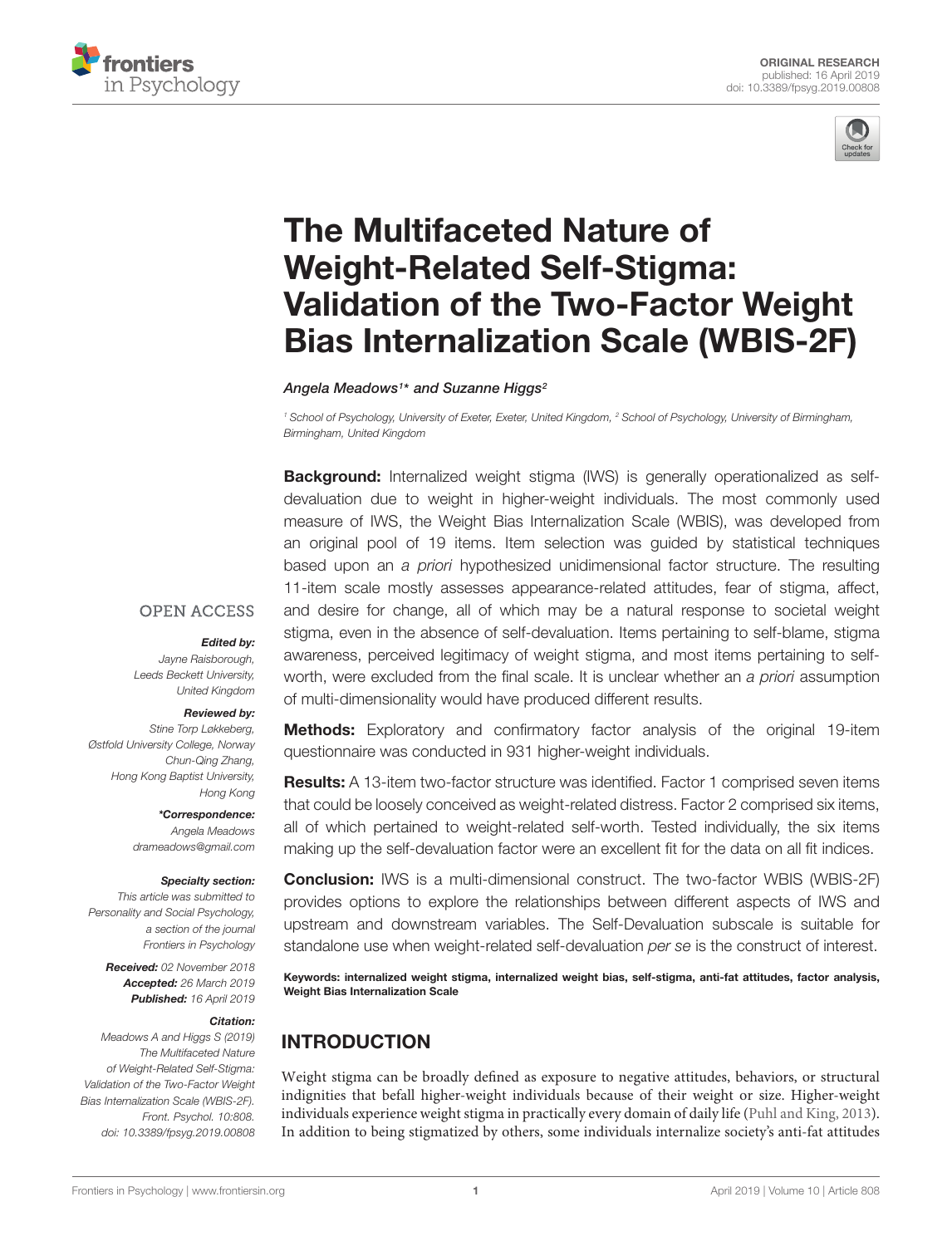# The Multifaceted Nature of Weight-Related Self-Stigma: Validation of the Two-Factor Weight Bias Internalization Scale (WBIS-2F)

*Angela Meadows[1]\* and Suzanne Higgs[2]*

[1] School of Psychology, University of Exeter, Exeter, United Kingdom, [2] School of Psychology, University of Birmingham, Birmingham, United Kingdom

OPEN ACCESS

***Edited by:***
*Jayne Raisborough,*
*Leeds Beckett University,*
*United Kingdom*

***Reviewed by:***
*Stine Torp Løkkeberg,*
*Østfold University College, Norway*
*Chun-Qing Zhang,*
*Hong Kong Baptist University,*
*Hong Kong*

***\*Correspondence:***
*Angela Meadows*
*drameadows@gmail.com*

***Specialty section:***
*This article was submitted to Personality and Social Psychology, a section of the journal Frontiers in Psychology*

***Received:*** *02 November 2018*
***Accepted:*** *26 March 2019*
***Published:*** *16 April 2019*

***Citation:***
*Meadows A and Higgs S (2019) The Multifaceted Nature of Weight-Related Self-Stigma: Validation of the Two-Factor Weight Bias Internalization Scale (WBIS-2F). Front. Psychol. 10:808. doi: 10.3389/fpsyg.2019.00808*

**Background:** Internalized weight stigma (IWS) is generally operationalized as self-devaluation due to weight in higher-weight individuals. The most commonly used measure of IWS, the Weight Bias Internalization Scale (WBIS), was developed from an original pool of 19 items. Item selection was guided by statistical techniques based upon an *a priori* hypothesized unidimensional factor structure. The resulting 11-item scale mostly assesses appearance-related attitudes, fear of stigma, affect, and desire for change, all of which may be a natural response to societal weight stigma, even in the absence of self-devaluation. Items pertaining to self-blame, stigma awareness, perceived legitimacy of weight stigma, and most items pertaining to self-worth, were excluded from the final scale. It is unclear whether an *a priori* assumption of multi-dimensionality would have produced different results.

**Methods:** Exploratory and confirmatory factor analysis of the original 19-item questionnaire was conducted in 931 higher-weight individuals.

**Results:** A 13-item two-factor structure was identified. Factor 1 comprised seven items that could be loosely conceived as weight-related distress. Factor 2 comprised six items, all of which pertained to weight-related self-worth. Tested individually, the six items making up the self-devaluation factor were an excellent fit for the data on all fit indices.

**Conclusion:** IWS is a multi-dimensional construct. The two-factor WBIS (WBIS-2F) provides options to explore the relationships between different aspects of IWS and upstream and downstream variables. The Self-Devaluation subscale is suitable for standalone use when weight-related self-devaluation *per se* is the construct of interest.

**Keywords: internalized weight stigma, internalized weight bias, self-stigma, anti-fat attitudes, factor analysis, Weight Bias Internalization Scale**

## INTRODUCTION

Weight stigma can be broadly defined as exposure to negative attitudes, behaviors, or structural indignities that befall higher-weight individuals because of their weight or size. Higher-weight individuals experience weight stigma in practically every domain of daily life (Puhl and King, 2013). In addition to being stigmatized by others, some individuals internalize society's anti-fat attitudes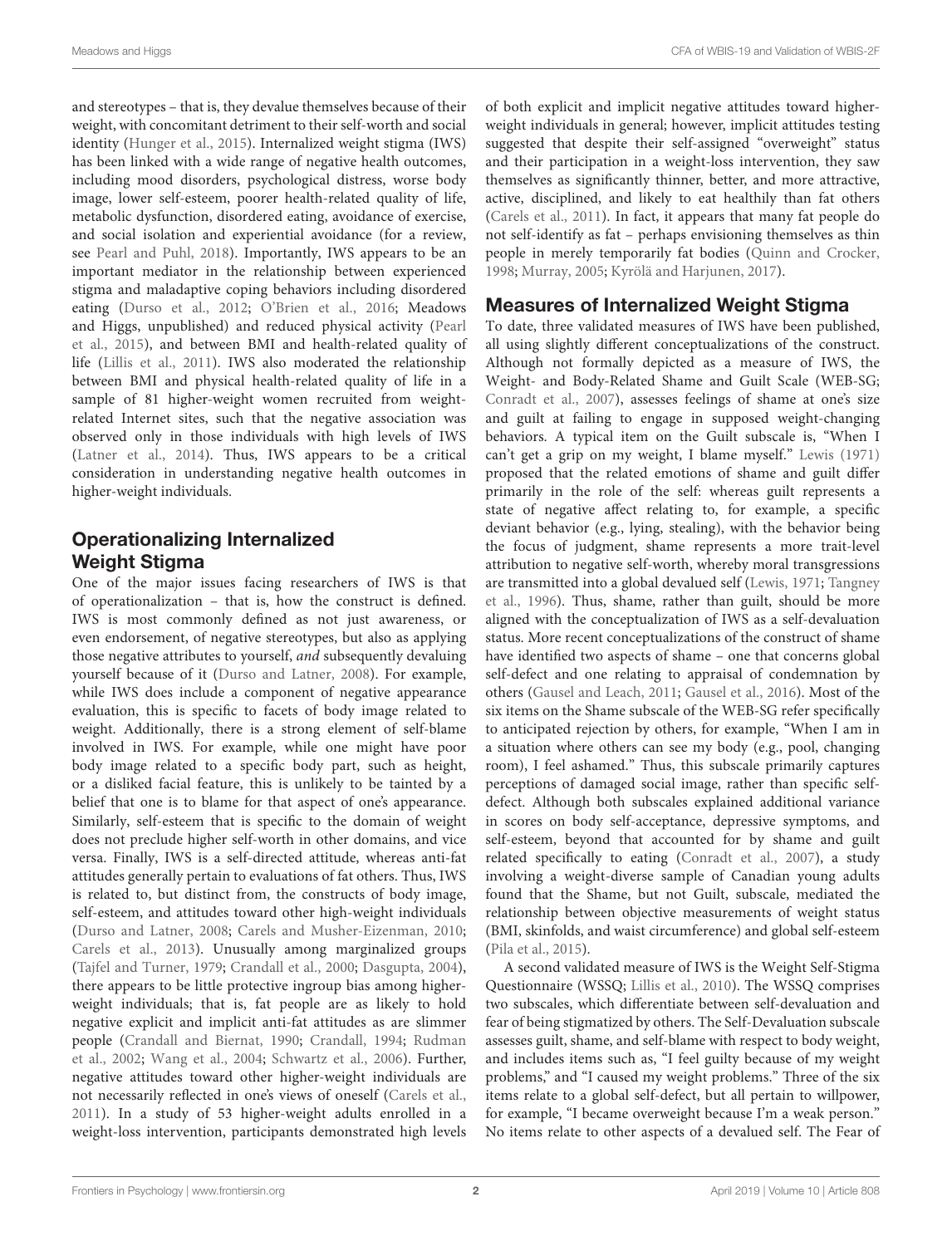and stereotypes – that is, they devalue themselves because of their weight, with concomitant detriment to their self-worth and social identity (Hunger et al., 2015). Internalized weight stigma (IWS) has been linked with a wide range of negative health outcomes, including mood disorders, psychological distress, worse body image, lower self-esteem, poorer health-related quality of life, metabolic dysfunction, disordered eating, avoidance of exercise, and social isolation and experiential avoidance (for a review, see Pearl and Puhl, 2018). Importantly, IWS appears to be an important mediator in the relationship between experienced stigma and maladaptive coping behaviors including disordered eating (Durso et al., 2012; O'Brien et al., 2016; Meadows and Higgs, unpublished) and reduced physical activity (Pearl et al., 2015), and between BMI and health-related quality of life (Lillis et al., 2011). IWS also moderated the relationship between BMI and physical health-related quality of life in a sample of 81 higher-weight women recruited from weight-related Internet sites, such that the negative association was observed only in those individuals with high levels of IWS (Latner et al., 2014). Thus, IWS appears to be a critical consideration in understanding negative health outcomes in higher-weight individuals.

## Operationalizing Internalized Weight Stigma

One of the major issues facing researchers of IWS is that of operationalization – that is, how the construct is defined. IWS is most commonly defined as not just awareness, or even endorsement, of negative stereotypes, but also as applying those negative attributes to yourself, *and* subsequently devaluing yourself because of it (Durso and Latner, 2008). For example, while IWS does include a component of negative appearance evaluation, this is specific to facets of body image related to weight. Additionally, there is a strong element of self-blame involved in IWS. For example, while one might have poor body image related to a specific body part, such as height, or a disliked facial feature, this is unlikely to be tainted by a belief that one is to blame for that aspect of one's appearance. Similarly, self-esteem that is specific to the domain of weight does not preclude higher self-worth in other domains, and vice versa. Finally, IWS is a self-directed attitude, whereas anti-fat attitudes generally pertain to evaluations of fat others. Thus, IWS is related to, but distinct from, the constructs of body image, self-esteem, and attitudes toward other high-weight individuals (Durso and Latner, 2008; Carels and Musher-Eizenman, 2010; Carels et al., 2013). Unusually among marginalized groups (Tajfel and Turner, 1979; Crandall et al., 2000; Dasgupta, 2004), there appears to be little protective ingroup bias among higher-weight individuals; that is, fat people are as likely to hold negative explicit and implicit anti-fat attitudes as are slimmer people (Crandall and Biernat, 1990; Crandall, 1994; Rudman et al., 2002; Wang et al., 2004; Schwartz et al., 2006). Further, negative attitudes toward other higher-weight individuals are not necessarily reflected in one's views of oneself (Carels et al., 2011). In a study of 53 higher-weight adults enrolled in a weight-loss intervention, participants demonstrated high levels of both explicit and implicit negative attitudes toward higher-weight individuals in general; however, implicit attitudes testing suggested that despite their self-assigned "overweight" status and their participation in a weight-loss intervention, they saw themselves as significantly thinner, better, and more attractive, active, disciplined, and likely to eat healthily than fat others (Carels et al., 2011). In fact, it appears that many fat people do not self-identify as fat – perhaps envisioning themselves as thin people in merely temporarily fat bodies (Quinn and Crocker, 1998; Murray, 2005; Kyrölä and Harjunen, 2017).

## Measures of Internalized Weight Stigma

To date, three validated measures of IWS have been published, all using slightly different conceptualizations of the construct. Although not formally depicted as a measure of IWS, the Weight- and Body-Related Shame and Guilt Scale (WEB-SG; Conradt et al., 2007), assesses feelings of shame at one's size and guilt at failing to engage in supposed weight-changing behaviors. A typical item on the Guilt subscale is, "When I can't get a grip on my weight, I blame myself." Lewis (1971) proposed that the related emotions of shame and guilt differ primarily in the role of the self: whereas guilt represents a state of negative affect relating to, for example, a specific deviant behavior (e.g., lying, stealing), with the behavior being the focus of judgment, shame represents a more trait-level attribution to negative self-worth, whereby moral transgressions are transmitted into a global devalued self (Lewis, 1971; Tangney et al., 1996). Thus, shame, rather than guilt, should be more aligned with the conceptualization of IWS as a self-devaluation status. More recent conceptualizations of the construct of shame have identified two aspects of shame – one that concerns global self-defect and one relating to appraisal of condemnation by others (Gausel and Leach, 2011; Gausel et al., 2016). Most of the six items on the Shame subscale of the WEB-SG refer specifically to anticipated rejection by others, for example, "When I am in a situation where others can see my body (e.g., pool, changing room), I feel ashamed." Thus, this subscale primarily captures perceptions of damaged social image, rather than specific self-defect. Although both subscales explained additional variance in scores on body self-acceptance, depressive symptoms, and self-esteem, beyond that accounted for by shame and guilt related specifically to eating (Conradt et al., 2007), a study involving a weight-diverse sample of Canadian young adults found that the Shame, but not Guilt, subscale, mediated the relationship between objective measurements of weight status (BMI, skinfolds, and waist circumference) and global self-esteem (Pila et al., 2015).

A second validated measure of IWS is the Weight Self-Stigma Questionnaire (WSSQ; Lillis et al., 2010). The WSSQ comprises two subscales, which differentiate between self-devaluation and fear of being stigmatized by others. The Self-Devaluation subscale assesses guilt, shame, and self-blame with respect to body weight, and includes items such as, "I feel guilty because of my weight problems," and "I caused my weight problems." Three of the six items relate to a global self-defect, but all pertain to willpower, for example, "I became overweight because I'm a weak person." No items relate to other aspects of a devalued self. The Fear of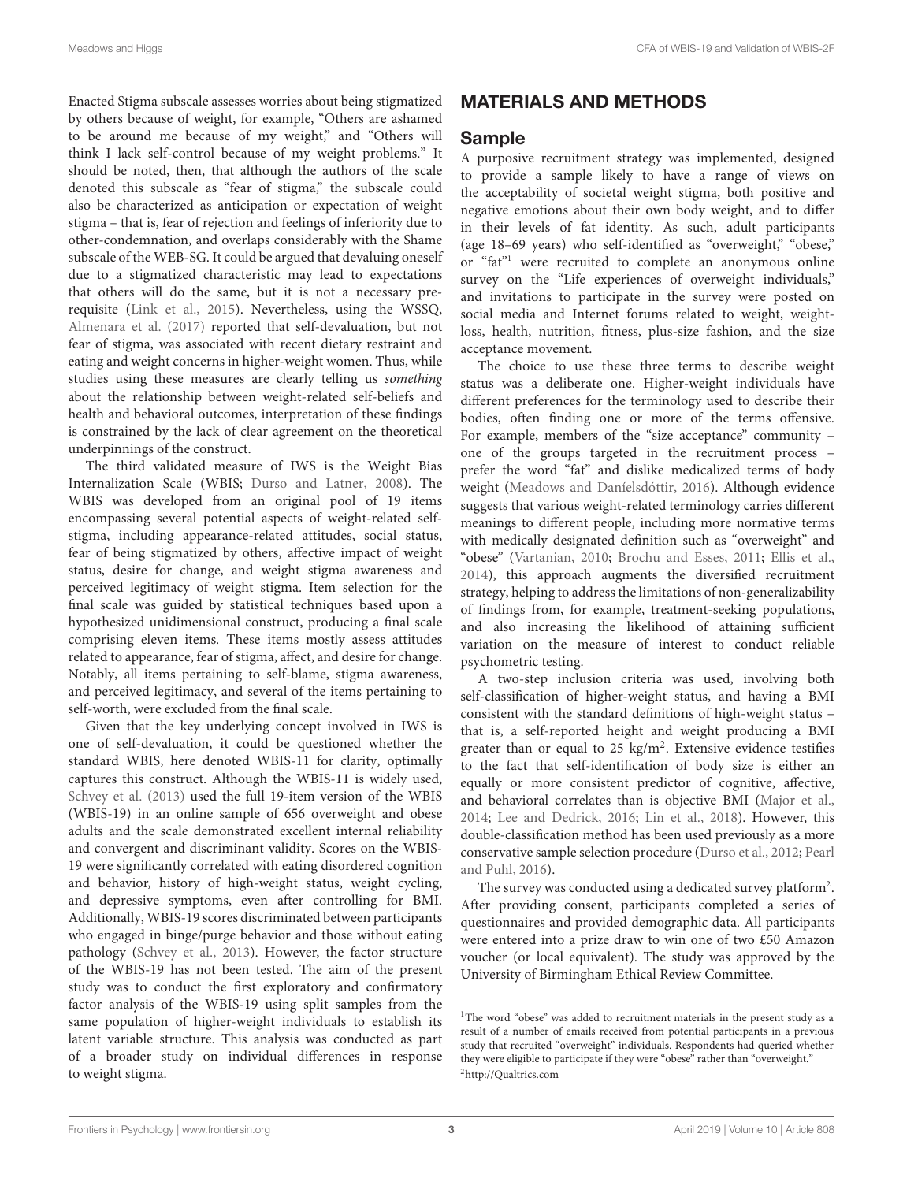Enacted Stigma subscale assesses worries about being stigmatized by others because of weight, for example, "Others are ashamed to be around me because of my weight," and "Others will think I lack self-control because of my weight problems." It should be noted, then, that although the authors of the scale denoted this subscale as "fear of stigma," the subscale could also be characterized as anticipation or expectation of weight stigma – that is, fear of rejection and feelings of inferiority due to other-condemnation, and overlaps considerably with the Shame subscale of the WEB-SG. It could be argued that devaluing oneself due to a stigmatized characteristic may lead to expectations that others will do the same, but it is not a necessary pre-requisite (Link et al., 2015). Nevertheless, using the WSSQ, Almenara et al. (2017) reported that self-devaluation, but not fear of stigma, was associated with recent dietary restraint and eating and weight concerns in higher-weight women. Thus, while studies using these measures are clearly telling us *something* about the relationship between weight-related self-beliefs and health and behavioral outcomes, interpretation of these findings is constrained by the lack of clear agreement on the theoretical underpinnings of the construct.

The third validated measure of IWS is the Weight Bias Internalization Scale (WBIS; Durso and Latner, 2008). The WBIS was developed from an original pool of 19 items encompassing several potential aspects of weight-related self-stigma, including appearance-related attitudes, social status, fear of being stigmatized by others, affective impact of weight status, desire for change, and weight stigma awareness and perceived legitimacy of weight stigma. Item selection for the final scale was guided by statistical techniques based upon a hypothesized unidimensional construct, producing a final scale comprising eleven items. These items mostly assess attitudes related to appearance, fear of stigma, affect, and desire for change. Notably, all items pertaining to self-blame, stigma awareness, and perceived legitimacy, and several of the items pertaining to self-worth, were excluded from the final scale.

Given that the key underlying concept involved in IWS is one of self-devaluation, it could be questioned whether the standard WBIS, here denoted WBIS-11 for clarity, optimally captures this construct. Although the WBIS-11 is widely used, Schvey et al. (2013) used the full 19-item version of the WBIS (WBIS-19) in an online sample of 656 overweight and obese adults and the scale demonstrated excellent internal reliability and convergent and discriminant validity. Scores on the WBIS-19 were significantly correlated with eating disordered cognition and behavior, history of high-weight status, weight cycling, and depressive symptoms, even after controlling for BMI. Additionally, WBIS-19 scores discriminated between participants who engaged in binge/purge behavior and those without eating pathology (Schvey et al., 2013). However, the factor structure of the WBIS-19 has not been tested. The aim of the present study was to conduct the first exploratory and confirmatory factor analysis of the WBIS-19 using split samples from the same population of higher-weight individuals to establish its latent variable structure. This analysis was conducted as part of a broader study on individual differences in response to weight stigma.

## MATERIALS AND METHODS

### Sample

A purposive recruitment strategy was implemented, designed to provide a sample likely to have a range of views on the acceptability of societal weight stigma, both positive and negative emotions about their own body weight, and to differ in their levels of fat identity. As such, adult participants (age 18–69 years) who self-identified as "overweight," "obese," or "fat"[1] were recruited to complete an anonymous online survey on the "Life experiences of overweight individuals," and invitations to participate in the survey were posted on social media and Internet forums related to weight, weight-loss, health, nutrition, fitness, plus-size fashion, and the size acceptance movement.

The choice to use these three terms to describe weight status was a deliberate one. Higher-weight individuals have different preferences for the terminology used to describe their bodies, often finding one or more of the terms offensive. For example, members of the "size acceptance" community – one of the groups targeted in the recruitment process – prefer the word "fat" and dislike medicalized terms of body weight (Meadows and Daníelsdóttir, 2016). Although evidence suggests that various weight-related terminology carries different meanings to different people, including more normative terms with medically designated definition such as "overweight" and "obese" (Vartanian, 2010; Brochu and Esses, 2011; Ellis et al., 2014), this approach augments the diversified recruitment strategy, helping to address the limitations of non-generalizability of findings from, for example, treatment-seeking populations, and also increasing the likelihood of attaining sufficient variation on the measure of interest to conduct reliable psychometric testing.

A two-step inclusion criteria was used, involving both self-classification of higher-weight status, and having a BMI consistent with the standard definitions of high-weight status – that is, a self-reported height and weight producing a BMI greater than or equal to 25 kg/m$^2$. Extensive evidence testifies to the fact that self-identification of body size is either an equally or more consistent predictor of cognitive, affective, and behavioral correlates than is objective BMI (Major et al., 2014; Lee and Dedrick, 2016; Lin et al., 2018). However, this double-classification method has been used previously as a more conservative sample selection procedure (Durso et al., 2012; Pearl and Puhl, 2016).

The survey was conducted using a dedicated survey platform[2]. After providing consent, participants completed a series of questionnaires and provided demographic data. All participants were entered into a prize draw to win one of two £50 Amazon voucher (or local equivalent). The study was approved by the University of Birmingham Ethical Review Committee.

[1]The word "obese" was added to recruitment materials in the present study as a result of a number of emails received from potential participants in a previous study that recruited "overweight" individuals. Respondents had queried whether they were eligible to participate if they were "obese" rather than "overweight."

[2]http://Qualtrics.com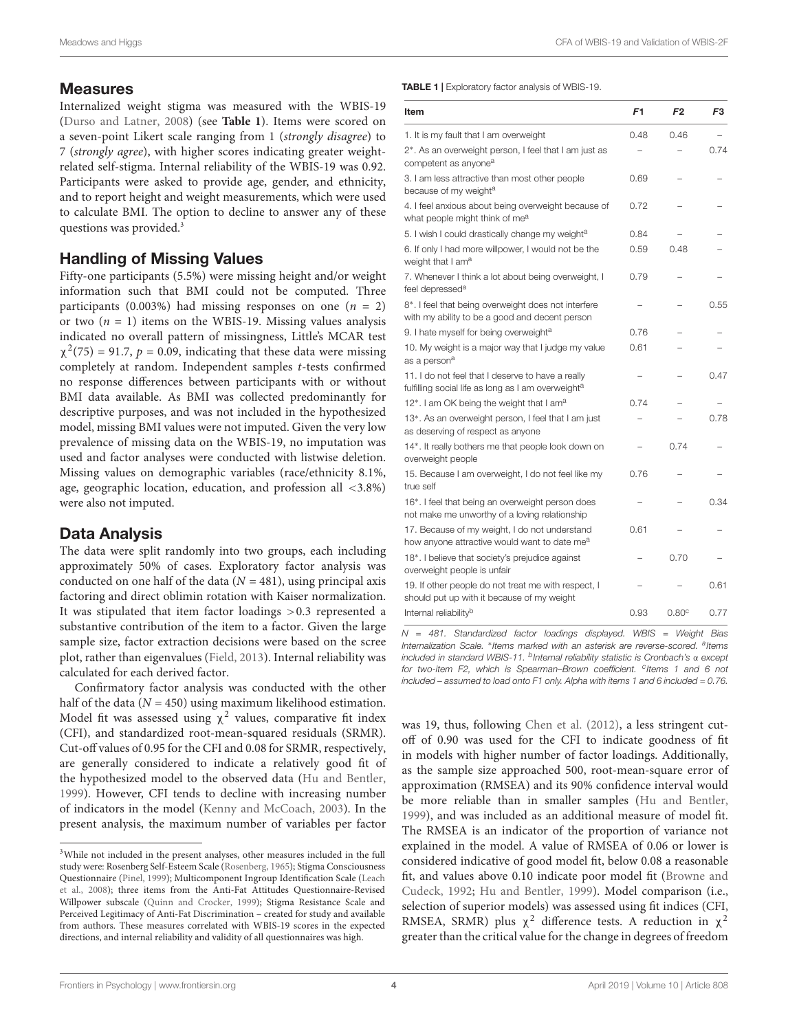## Measures

Internalized weight stigma was measured with the WBIS-19 (Durso and Latner, 2008) (see **Table 1**). Items were scored on a seven-point Likert scale ranging from 1 (*strongly disagree*) to 7 (*strongly agree*), with higher scores indicating greater weight-related self-stigma. Internal reliability of the WBIS-19 was 0.92. Participants were asked to provide age, gender, and ethnicity, and to report height and weight measurements, which were used to calculate BMI. The option to decline to answer any of these questions was provided.[3]

## Handling of Missing Values

Fifty-one participants (5.5%) were missing height and/or weight information such that BMI could not be computed. Three participants (0.003%) had missing responses on one ($n$ = 2) or two ($n$ = 1) items on the WBIS-19. Missing values analysis indicated no overall pattern of missingness, Little's MCAR test $\chi^2(75) = 91.7$, $p = 0.09$, indicating that these data were missing completely at random. Independent samples $t$-tests confirmed no response differences between participants with or without BMI data available. As BMI was collected predominantly for descriptive purposes, and was not included in the hypothesized model, missing BMI values were not imputed. Given the very low prevalence of missing data on the WBIS-19, no imputation was used and factor analyses were conducted with listwise deletion. Missing values on demographic variables (race/ethnicity 8.1%, age, geographic location, education, and profession all <3.8%) were also not imputed.

## Data Analysis

The data were split randomly into two groups, each including approximately 50% of cases. Exploratory factor analysis was conducted on one half of the data ($N$ = 481), using principal axis factoring and direct oblimin rotation with Kaiser normalization. It was stipulated that item factor loadings >0.3 represented a substantive contribution of the item to a factor. Given the large sample size, factor extraction decisions were based on the scree plot, rather than eigenvalues (Field, 2013). Internal reliability was calculated for each derived factor.

Confirmatory factor analysis was conducted with the other half of the data ($N$ = 450) using maximum likelihood estimation. Model fit was assessed using $\chi^2$ values, comparative fit index (CFI), and standardized root-mean-squared residuals (SRMR). Cut-off values of 0.95 for the CFI and 0.08 for SRMR, respectively, are generally considered to indicate a relatively good fit of the hypothesized model to the observed data (Hu and Bentler, 1999). However, CFI tends to decline with increasing number of indicators in the model (Kenny and McCoach, 2003). In the present analysis, the maximum number of variables per factor was 19, thus, following Chen et al. (2012), a less stringent cut-off of 0.90 was used for the CFI to indicate goodness of fit in models with higher number of factor loadings. Additionally, as the sample size approached 500, root-mean-square error of approximation (RMSEA) and its 90% confidence interval would be more reliable than in smaller samples (Hu and Bentler, 1999), and was included as an additional measure of model fit. The RMSEA is an indicator of the proportion of variance not explained in the model. A value of RMSEA of 0.06 or lower is considered indicative of good model fit, below 0.08 a reasonable fit, and values above 0.10 indicate poor model fit (Browne and Cudeck, 1992; Hu and Bentler, 1999). Model comparison (i.e., selection of superior models) was assessed using fit indices (CFI, RMSEA, SRMR) plus $\chi^2$ difference tests. A reduction in $\chi^2$ greater than the critical value for the change in degrees of freedom

**TABLE 1** | Exploratory factor analysis of WBIS-19.

| Item | *F1* | *F2* | *F3* |
|---|---|---|---|
| 1. It is my fault that I am overweight | 0.48 | 0.46 | – |
| 2*. As an overweight person, I feel that I am just as competent as anyone[a] | – | – | 0.74 |
| 3. I am less attractive than most other people because of my weight[a] | 0.69 | – | – |
| 4. I feel anxious about being overweight because of what people might think of me[a] | 0.72 | – | – |
| 5. I wish I could drastically change my weight[a] | 0.84 | – | – |
| 6. If only I had more willpower, I would not be the weight that I am[a] | 0.59 | 0.48 | – |
| 7. Whenever I think a lot about being overweight, I feel depressed[a] | 0.79 | – | – |
| 8*. I feel that being overweight does not interfere with my ability to be a good and decent person | – | – | 0.55 |
| 9. I hate myself for being overweight[a] | 0.76 | – | – |
| 10. My weight is a major way that I judge my value as a person[a] | 0.61 | – | – |
| 11. I do not feel that I deserve to have a really fulfilling social life as long as I am overweight[a] | – | – | 0.47 |
| 12*. I am OK being the weight that I am[a] | 0.74 | – | – |
| 13*. As an overweight person, I feel that I am just as deserving of respect as anyone | – | – | 0.78 |
| 14*. It really bothers me that people look down on overweight people | – | 0.74 | – |
| 15. Because I am overweight, I do not feel like my true self | 0.76 | – | – |
| 16*. I feel that being an overweight person does not make me unworthy of a loving relationship | – | – | 0.34 |
| 17. Because of my weight, I do not understand how anyone attractive would want to date me[a] | 0.61 | – | – |
| 18*. I believe that society's prejudice against overweight people is unfair | – | 0.70 | – |
| 19. If other people do not treat me with respect, I should put up with it because of my weight | – | – | 0.61 |
| Internal reliability[b] | 0.93 | 0.80[c] | 0.77 |

*N = 481. Standardized factor loadings displayed. WBIS = Weight Bias Internalization Scale. *Items marked with an asterisk are reverse-scored. [a]Items included in standard WBIS-11. [b]Internal reliability statistic is Cronbach's α except for two-item F2, which is Spearman–Brown coefficient. [c]Items 1 and 6 not included – assumed to load onto F1 only. Alpha with items 1 and 6 included = 0.76.*

[3]While not included in the present analyses, other measures included in the full study were: Rosenberg Self-Esteem Scale (Rosenberg, 1965); Stigma Consciousness Questionnaire (Pinel, 1999); Multicomponent Ingroup Identification Scale (Leach et al., 2008); three items from the Anti-Fat Attitudes Questionnaire-Revised Willpower subscale (Quinn and Crocker, 1999); Stigma Resistance Scale and Perceived Legitimacy of Anti-Fat Discrimination – created for study and available from authors. These measures correlated with WBIS-19 scores in the expected directions, and internal reliability and validity of all questionnaires was high.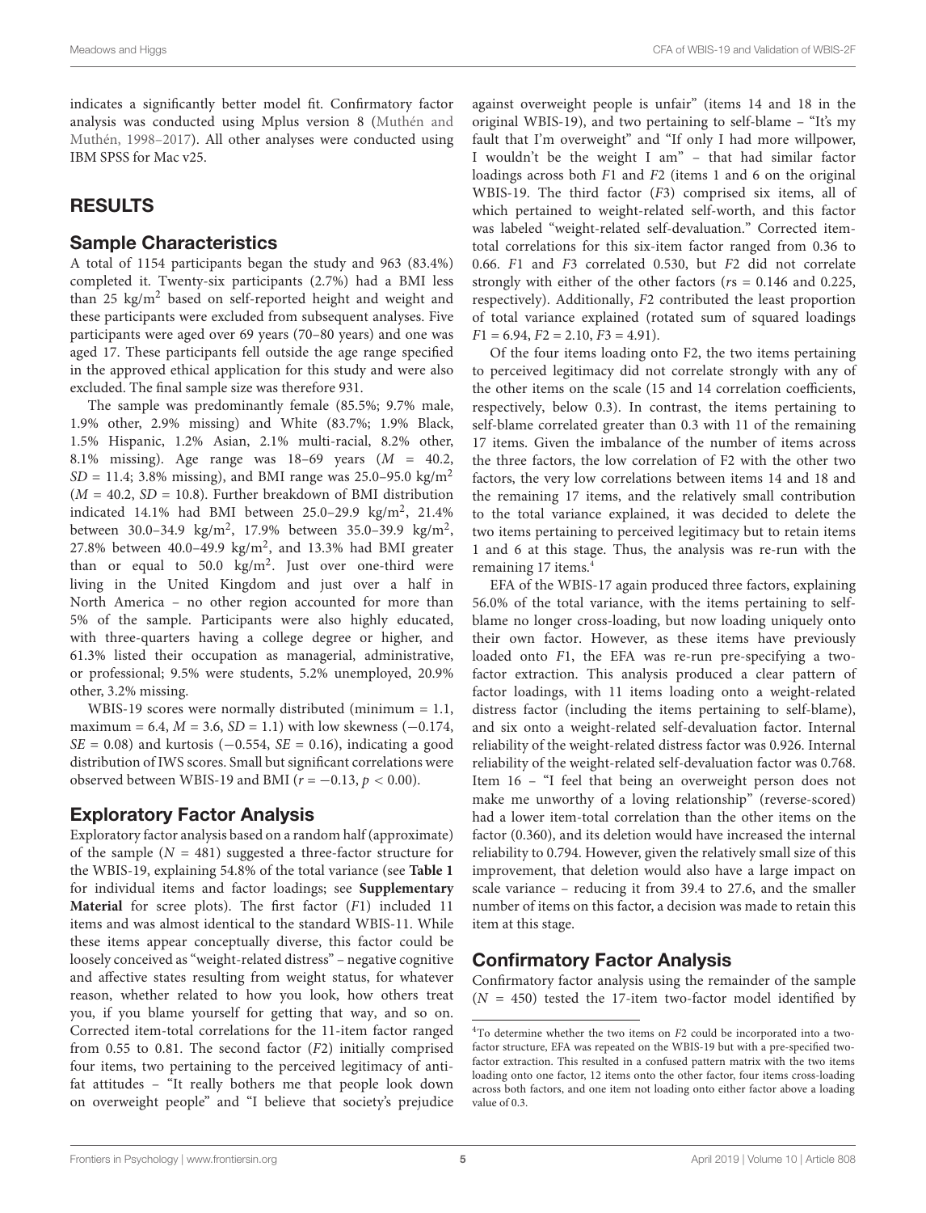indicates a significantly better model fit. Confirmatory factor analysis was conducted using Mplus version 8 (Muthén and Muthén, 1998–2017). All other analyses were conducted using IBM SPSS for Mac v25.

## RESULTS

### Sample Characteristics

A total of 1154 participants began the study and 963 (83.4%) completed it. Twenty-six participants (2.7%) had a BMI less than 25 kg/m$^2$ based on self-reported height and weight and these participants were excluded from subsequent analyses. Five participants were aged over 69 years (70–80 years) and one was aged 17. These participants fell outside the age range specified in the approved ethical application for this study and were also excluded. The final sample size was therefore 931.

The sample was predominantly female (85.5%; 9.7% male, 1.9% other, 2.9% missing) and White (83.7%; 1.9% Black, 1.5% Hispanic, 1.2% Asian, 2.1% multi-racial, 8.2% other, 8.1% missing). Age range was 18–69 years ($M$ = 40.2, $SD$ = 11.4; 3.8% missing), and BMI range was 25.0–95.0 kg/m$^2$ ($M$ = 40.2, $SD$ = 10.8). Further breakdown of BMI distribution indicated 14.1% had BMI between 25.0–29.9 kg/m$^2$, 21.4% between 30.0–34.9 kg/m$^2$, 17.9% between 35.0–39.9 kg/m$^2$, 27.8% between 40.0–49.9 kg/m$^2$, and 13.3% had BMI greater than or equal to 50.0 kg/m$^2$. Just over one-third were living in the United Kingdom and just over a half in North America – no other region accounted for more than 5% of the sample. Participants were also highly educated, with three-quarters having a college degree or higher, and 61.3% listed their occupation as managerial, administrative, or professional; 9.5% were students, 5.2% unemployed, 20.9% other, 3.2% missing.

WBIS-19 scores were normally distributed (minimum = 1.1, maximum = 6.4, $M$ = 3.6, $SD$ = 1.1) with low skewness (−0.174, $SE$ = 0.08) and kurtosis (−0.554, $SE$ = 0.16), indicating a good distribution of IWS scores. Small but significant correlations were observed between WBIS-19 and BMI ($r = -0.13$, $p < 0.00$).

### Exploratory Factor Analysis

Exploratory factor analysis based on a random half (approximate) of the sample ($N$ = 481) suggested a three-factor structure for the WBIS-19, explaining 54.8% of the total variance (see **Table 1** for individual items and factor loadings; see **Supplementary Material** for scree plots). The first factor ($F1$) included 11 items and was almost identical to the standard WBIS-11. While these items appear conceptually diverse, this factor could be loosely conceived as "weight-related distress" – negative cognitive and affective states resulting from weight status, for whatever reason, whether related to how you look, how others treat you, if you blame yourself for getting that way, and so on. Corrected item-total correlations for the 11-item factor ranged from 0.55 to 0.81. The second factor ($F2$) initially comprised four items, two pertaining to the perceived legitimacy of anti-fat attitudes – "It really bothers me that people look down on overweight people" and "I believe that society's prejudice against overweight people is unfair" (items 14 and 18 in the original WBIS-19), and two pertaining to self-blame – "It's my fault that I'm overweight" and "If only I had more willpower, I wouldn't be the weight I am" – that had similar factor loadings across both $F1$ and $F2$ (items 1 and 6 on the original WBIS-19. The third factor ($F3$) comprised six items, all of which pertained to weight-related self-worth, and this factor was labeled "weight-related self-devaluation." Corrected item-total correlations for this six-item factor ranged from 0.36 to 0.66. $F1$ and $F3$ correlated 0.530, but $F2$ did not correlate strongly with either of the other factors ($rs$ = 0.146 and 0.225, respectively). Additionally, $F2$ contributed the least proportion of total variance explained (rotated sum of squared loadings $F1 = 6.94$, $F2 = 2.10$, $F3 = 4.91$).

Of the four items loading onto F2, the two items pertaining to perceived legitimacy did not correlate strongly with any of the other items on the scale (15 and 14 correlation coefficients, respectively, below 0.3). In contrast, the items pertaining to self-blame correlated greater than 0.3 with 11 of the remaining 17 items. Given the imbalance of the number of items across the three factors, the low correlation of F2 with the other two factors, the very low correlations between items 14 and 18 and the remaining 17 items, and the relatively small contribution to the total variance explained, it was decided to delete the two items pertaining to perceived legitimacy but to retain items 1 and 6 at this stage. Thus, the analysis was re-run with the remaining 17 items.[4]

EFA of the WBIS-17 again produced three factors, explaining 56.0% of the total variance, with the items pertaining to self-blame no longer cross-loading, but now loading uniquely onto their own factor. However, as these items have previously loaded onto $F1$, the EFA was re-run pre-specifying a two-factor extraction. This analysis produced a clear pattern of factor loadings, with 11 items loading onto a weight-related distress factor (including the items pertaining to self-blame), and six onto a weight-related self-devaluation factor. Internal reliability of the weight-related distress factor was 0.926. Internal reliability of the weight-related self-devaluation factor was 0.768. Item 16 – "I feel that being an overweight person does not make me unworthy of a loving relationship" (reverse-scored) had a lower item-total correlation than the other items on the factor (0.360), and its deletion would have increased the internal reliability to 0.794. However, given the relatively small size of this improvement, that deletion would also have a large impact on scale variance – reducing it from 39.4 to 27.6, and the smaller number of items on this factor, a decision was made to retain this item at this stage.

### Confirmatory Factor Analysis

Confirmatory factor analysis using the remainder of the sample ($N$ = 450) tested the 17-item two-factor model identified by

[4]To determine whether the two items on $F2$ could be incorporated into a two-factor structure, EFA was repeated on the WBIS-19 but with a pre-specified two-factor extraction. This resulted in a confused pattern matrix with the two items loading onto one factor, 12 items onto the other factor, four items cross-loading across both factors, and one item not loading onto either factor above a loading value of 0.3.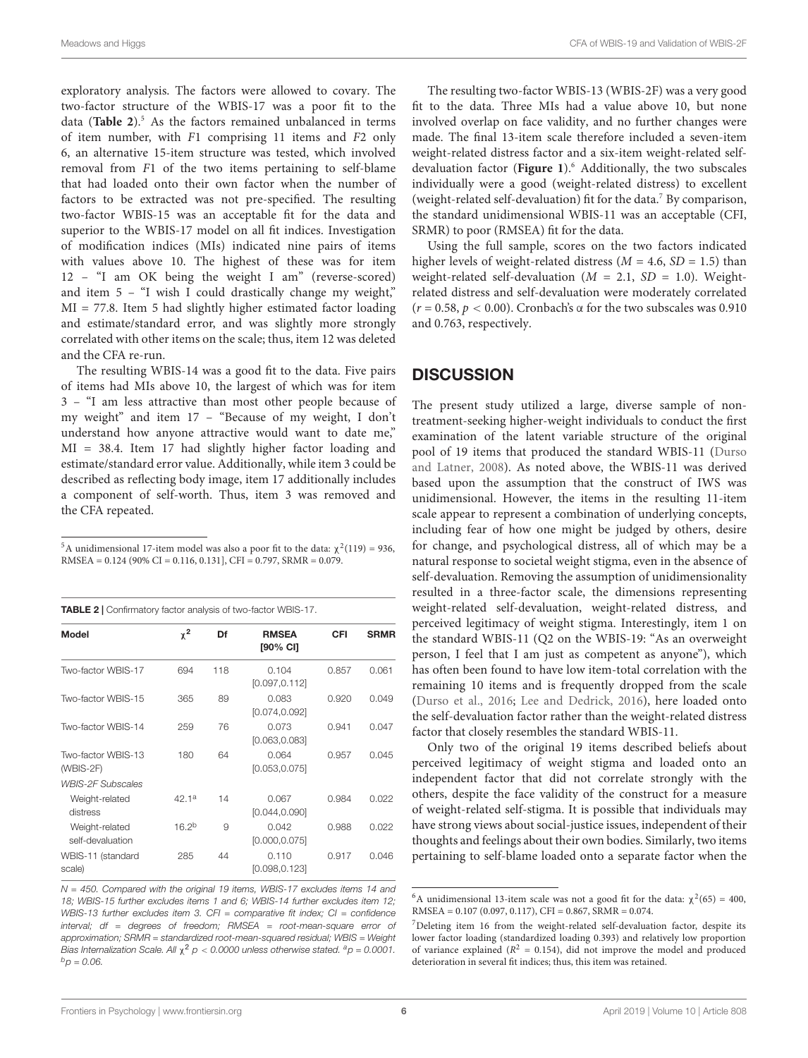exploratory analysis. The factors were allowed to covary. The two-factor structure of the WBIS-17 was a poor fit to the data (**Table 2**).[5] As the factors remained unbalanced in terms of item number, with $F1$ comprising 11 items and $F2$ only 6, an alternative 15-item structure was tested, which involved removal from $F1$ of the two items pertaining to self-blame that had loaded onto their own factor when the number of factors to be extracted was not pre-specified. The resulting two-factor WBIS-15 was an acceptable fit for the data and superior to the WBIS-17 model on all fit indices. Investigation of modification indices (MIs) indicated nine pairs of items with values above 10. The highest of these was for item 12 – "I am OK being the weight I am" (reverse-scored) and item 5 – "I wish I could drastically change my weight," MI = 77.8. Item 5 had slightly higher estimated factor loading and estimate/standard error, and was slightly more strongly correlated with other items on the scale; thus, item 12 was deleted and the CFA re-run.

The resulting WBIS-14 was a good fit to the data. Five pairs of items had MIs above 10, the largest of which was for item 3 – "I am less attractive than most other people because of my weight" and item 17 – "Because of my weight, I don't understand how anyone attractive would want to date me," MI = 38.4. Item 17 had slightly higher factor loading and estimate/standard error value. Additionally, while item 3 could be described as reflecting body image, item 17 additionally includes a component of self-worth. Thus, item 3 was removed and the CFA repeated.

[5] A unidimensional 17-item model was also a poor fit to the data: $\chi^2(119) = 936$, RMSEA = 0.124 (90% CI = 0.116, 0.131], CFI = 0.797, SRMR = 0.079.

**TABLE 2** | Confirmatory factor analysis of two-factor WBIS-17.

| Model | $\chi^2$ | Df | RMSEA [90% CI] | CFI | SRMR |
|---|---|---|---|---|---|
| Two-factor WBIS-17 | 694 | 118 | 0.104 [0.097,0.112] | 0.857 | 0.061 |
| Two-factor WBIS-15 | 365 | 89 | 0.083 [0.074,0.092] | 0.920 | 0.049 |
| Two-factor WBIS-14 | 259 | 76 | 0.073 [0.063,0.083] | 0.941 | 0.047 |
| Two-factor WBIS-13 (WBIS-2F) | 180 | 64 | 0.064 [0.053,0.075] | 0.957 | 0.045 |
| *WBIS-2F Subscales* | | | | | |
| Weight-related distress | 42.1[a] | 14 | 0.067 [0.044,0.090] | 0.984 | 0.022 |
| Weight-related self-devaluation | 16.2[b] | 9 | 0.042 [0.000,0.075] | 0.988 | 0.022 |
| WBIS-11 (standard scale) | 285 | 44 | 0.110 [0.098,0.123] | 0.917 | 0.046 |

*N = 450. Compared with the original 19 items, WBIS-17 excludes items 14 and 18; WBIS-15 further excludes items 1 and 6; WBIS-14 further excludes item 12; WBIS-13 further excludes item 3. CFI = comparative fit index; CI = confidence interval; df = degrees of freedom; RMSEA = root-mean-square error of approximation; SRMR = standardized root-mean-squared residual; WBIS = Weight Bias Internalization Scale. All $\chi^2$ $p < 0.0000$ unless otherwise stated. [a]$p = 0.0001$. [b]$p = 0.06$.*

The resulting two-factor WBIS-13 (WBIS-2F) was a very good fit to the data. Three MIs had a value above 10, but none involved overlap on face validity, and no further changes were made. The final 13-item scale therefore included a seven-item weight-related distress factor and a six-item weight-related self-devaluation factor (**Figure 1**).[6] Additionally, the two subscales individually were a good (weight-related distress) to excellent (weight-related self-devaluation) fit for the data.[7] By comparison, the standard unidimensional WBIS-11 was an acceptable (CFI, SRMR) to poor (RMSEA) fit for the data.

Using the full sample, scores on the two factors indicated higher levels of weight-related distress ($M = 4.6$, $SD = 1.5$) than weight-related self-devaluation ($M = 2.1$, $SD = 1.0$). Weight-related distress and self-devaluation were moderately correlated ($r = 0.58$, $p < 0.00$). Cronbach's α for the two subscales was 0.910 and 0.763, respectively.

## DISCUSSION

The present study utilized a large, diverse sample of non-treatment-seeking higher-weight individuals to conduct the first examination of the latent variable structure of the original pool of 19 items that produced the standard WBIS-11 (Durso and Latner, 2008). As noted above, the WBIS-11 was derived based upon the assumption that the construct of IWS was unidimensional. However, the items in the resulting 11-item scale appear to represent a combination of underlying concepts, including fear of how one might be judged by others, desire for change, and psychological distress, all of which may be a natural response to societal weight stigma, even in the absence of self-devaluation. Removing the assumption of unidimensionality resulted in a three-factor scale, the dimensions representing weight-related self-devaluation, weight-related distress, and perceived legitimacy of weight stigma. Interestingly, item 1 on the standard WBIS-11 (Q2 on the WBIS-19: "As an overweight person, I feel that I am just as competent as anyone"), which has often been found to have low item-total correlation with the remaining 10 items and is frequently dropped from the scale (Durso et al., 2016; Lee and Dedrick, 2016), here loaded onto the self-devaluation factor rather than the weight-related distress factor that closely resembles the standard WBIS-11.

Only two of the original 19 items described beliefs about perceived legitimacy of weight stigma and loaded onto an independent factor that did not correlate strongly with the others, despite the face validity of the construct for a measure of weight-related self-stigma. It is possible that individuals may have strong views about social-justice issues, independent of their thoughts and feelings about their own bodies. Similarly, two items pertaining to self-blame loaded onto a separate factor when the

[6] A unidimensional 13-item scale was not a good fit for the data: $\chi^2(65) = 400$, RMSEA = 0.107 (0.097, 0.117), CFI = 0.867, SRMR = 0.074.

[7] Deleting item 16 from the weight-related self-devaluation factor, despite its lower factor loading (standardized loading 0.393) and relatively low proportion of variance explained ($R^2 = 0.154$), did not improve the model and produced deterioration in several fit indices; thus, this item was retained.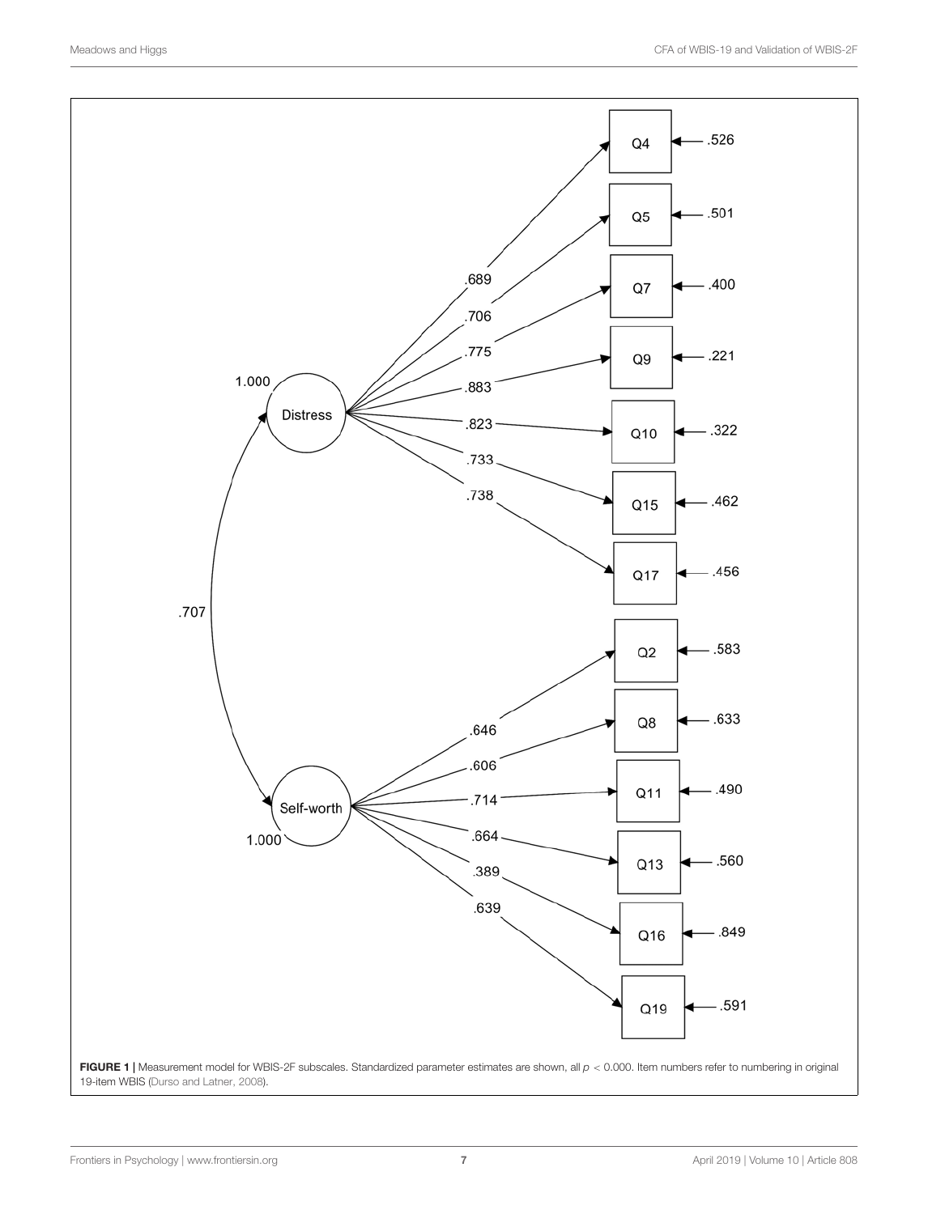FIGURE 1 | Measurement model for WBIS-2F subscales. Standardized parameter estimates are shown, all $p < 0.000$. Item numbers refer to numbering in original 19-item WBIS (Durso and Latner, 2008).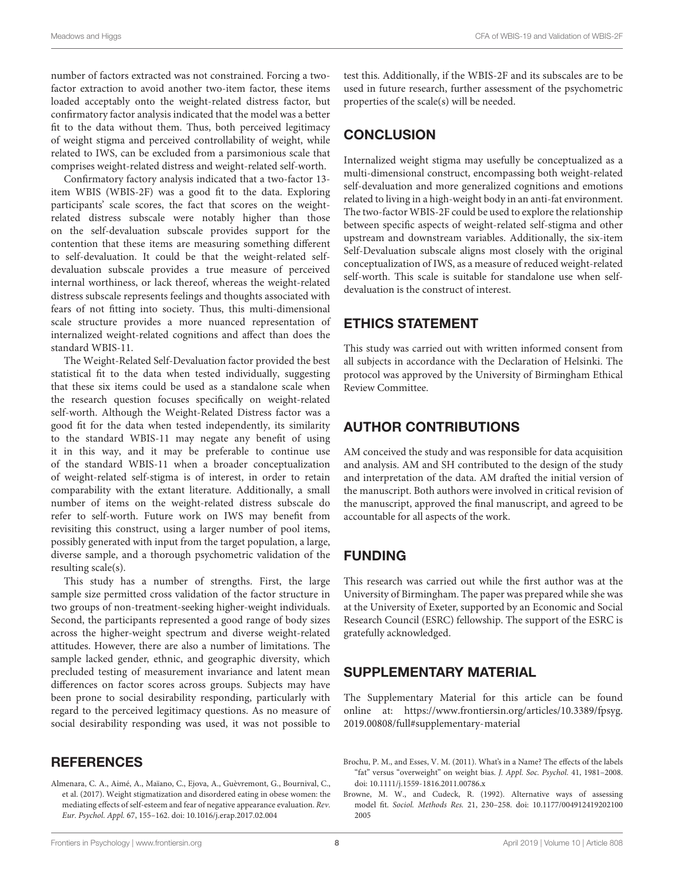number of factors extracted was not constrained. Forcing a two-factor extraction to avoid another two-item factor, these items loaded acceptably onto the weight-related distress factor, but confirmatory factor analysis indicated that the model was a better fit to the data without them. Thus, both perceived legitimacy of weight stigma and perceived controllability of weight, while related to IWS, can be excluded from a parsimonious scale that comprises weight-related distress and weight-related self-worth.

Confirmatory factory analysis indicated that a two-factor 13-item WBIS (WBIS-2F) was a good fit to the data. Exploring participants' scale scores, the fact that scores on the weight-related distress subscale were notably higher than those on the self-devaluation subscale provides support for the contention that these items are measuring something different to self-devaluation. It could be that the weight-related self-devaluation subscale provides a true measure of perceived internal worthiness, or lack thereof, whereas the weight-related distress subscale represents feelings and thoughts associated with fears of not fitting into society. Thus, this multi-dimensional scale structure provides a more nuanced representation of internalized weight-related cognitions and affect than does the standard WBIS-11.

The Weight-Related Self-Devaluation factor provided the best statistical fit to the data when tested individually, suggesting that these six items could be used as a standalone scale when the research question focuses specifically on weight-related self-worth. Although the Weight-Related Distress factor was a good fit for the data when tested independently, its similarity to the standard WBIS-11 may negate any benefit of using it in this way, and it may be preferable to continue use of the standard WBIS-11 when a broader conceptualization of weight-related self-stigma is of interest, in order to retain comparability with the extant literature. Additionally, a small number of items on the weight-related distress subscale do refer to self-worth. Future work on IWS may benefit from revisiting this construct, using a larger number of pool items, possibly generated with input from the target population, a large, diverse sample, and a thorough psychometric validation of the resulting scale(s).

This study has a number of strengths. First, the large sample size permitted cross validation of the factor structure in two groups of non-treatment-seeking higher-weight individuals. Second, the participants represented a good range of body sizes across the higher-weight spectrum and diverse weight-related attitudes. However, there are also a number of limitations. The sample lacked gender, ethnic, and geographic diversity, which precluded testing of measurement invariance and latent mean differences on factor scores across groups. Subjects may have been prone to social desirability responding, particularly with regard to the perceived legitimacy questions. As no measure of social desirability responding was used, it was not possible to test this. Additionally, if the WBIS-2F and its subscales are to be used in future research, further assessment of the psychometric properties of the scale(s) will be needed.

## CONCLUSION

Internalized weight stigma may usefully be conceptualized as a multi-dimensional construct, encompassing both weight-related self-devaluation and more generalized cognitions and emotions related to living in a high-weight body in an anti-fat environment. The two-factor WBIS-2F could be used to explore the relationship between specific aspects of weight-related self-stigma and other upstream and downstream variables. Additionally, the six-item Self-Devaluation subscale aligns most closely with the original conceptualization of IWS, as a measure of reduced weight-related self-worth. This scale is suitable for standalone use when self-devaluation is the construct of interest.

## ETHICS STATEMENT

This study was carried out with written informed consent from all subjects in accordance with the Declaration of Helsinki. The protocol was approved by the University of Birmingham Ethical Review Committee.

## AUTHOR CONTRIBUTIONS

AM conceived the study and was responsible for data acquisition and analysis. AM and SH contributed to the design of the study and interpretation of the data. AM drafted the initial version of the manuscript. Both authors were involved in critical revision of the manuscript, approved the final manuscript, and agreed to be accountable for all aspects of the work.

## FUNDING

This research was carried out while the first author was at the University of Birmingham. The paper was prepared while she was at the University of Exeter, supported by an Economic and Social Research Council (ESRC) fellowship. The support of the ESRC is gratefully acknowledged.

## SUPPLEMENTARY MATERIAL

The Supplementary Material for this article can be found online at: https://www.frontiersin.org/articles/10.3389/fpsyg.2019.00808/full#supplementary-material

## REFERENCES

Almenara, C. A., Aimé, A., Maïano, C., Ejova, A., Guèvremont, G., Bournival, C., et al. (2017). Weight stigmatization and disordered eating in obese women: the mediating effects of self-esteem and fear of negative appearance evaluation. *Rev. Eur. Psychol. Appl.* 67, 155–162. doi: 10.1016/j.erap.2017.02.004

Brochu, P. M., and Esses, V. M. (2011). What's in a Name? The effects of the labels "fat" versus "overweight" on weight bias. *J. Appl. Soc. Psychol.* 41, 1981–2008. doi: 10.1111/j.1559-1816.2011.00786.x

Browne, M. W., and Cudeck, R. (1992). Alternative ways of assessing model fit. *Sociol. Methods Res.* 21, 230–258. doi: 10.1177/0049124192021002005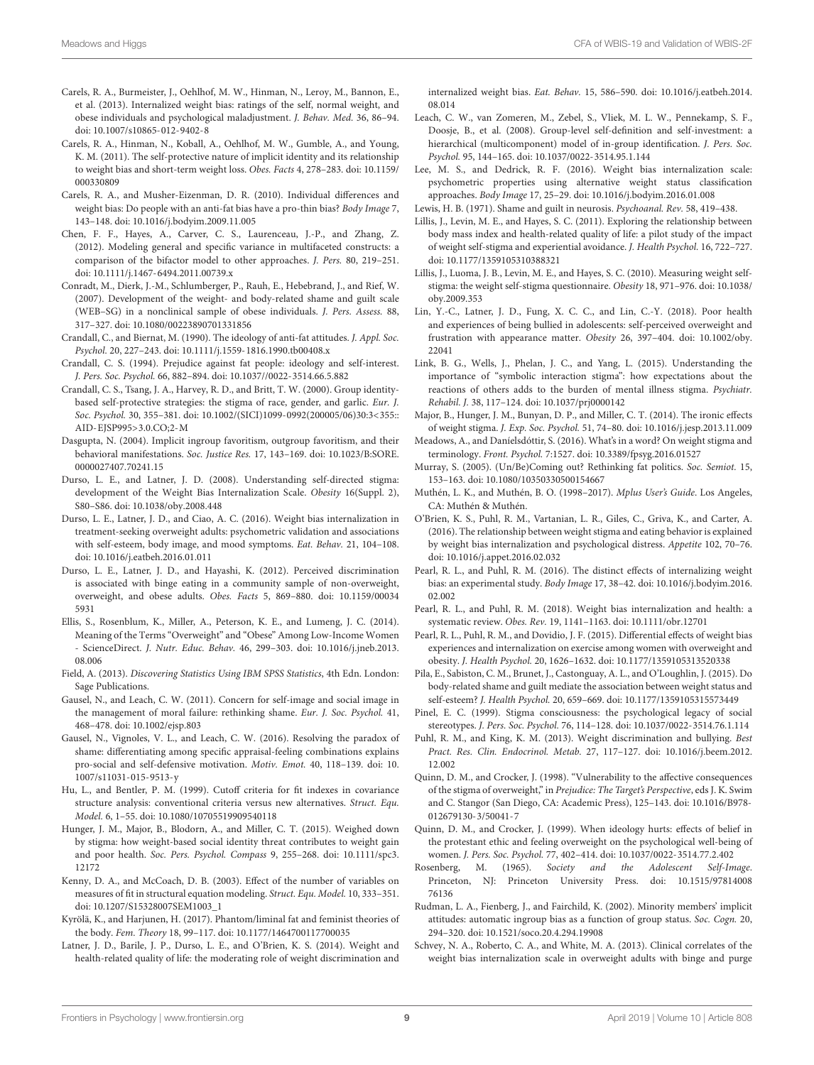Carels, R. A., Burmeister, J., Oehlhof, M. W., Hinman, N., Leroy, M., Bannon, E., et al. (2013). Internalized weight bias: ratings of the self, normal weight, and obese individuals and psychological maladjustment. *J. Behav. Med.* 36, 86–94. doi: 10.1007/s10865-012-9402-8

Carels, R. A., Hinman, N., Koball, A., Oehlhof, M. W., Gumble, A., and Young, K. M. (2011). The self-protective nature of implicit identity and its relationship to weight bias and short-term weight loss. *Obes. Facts* 4, 278–283. doi: 10.1159/000330809

Carels, R. A., and Musher-Eizenman, D. R. (2010). Individual differences and weight bias: Do people with an anti-fat bias have a pro-thin bias? *Body Image* 7, 143–148. doi: 10.1016/j.bodyim.2009.11.005

Chen, F. F., Hayes, A., Carver, C. S., Laurenceau, J.-P., and Zhang, Z. (2012). Modeling general and specific variance in multifaceted constructs: a comparison of the bifactor model to other approaches. *J. Pers.* 80, 219–251. doi: 10.1111/j.1467-6494.2011.00739.x

Conradt, M., Dierk, J.-M., Schlumberger, P., Rauh, E., Hebebrand, J., and Rief, W. (2007). Development of the weight- and body-related shame and guilt scale (WEB–SG) in a nonclinical sample of obese individuals. *J. Pers. Assess.* 88, 317–327. doi: 10.1080/00223890701331856

Crandall, C., and Biernat, M. (1990). The ideology of anti-fat attitudes. *J. Appl. Soc. Psychol.* 20, 227–243. doi: 10.1111/j.1559-1816.1990.tb00408.x

Crandall, C. S. (1994). Prejudice against fat people: ideology and self-interest. *J. Pers. Soc. Psychol.* 66, 882–894. doi: 10.1037//0022-3514.66.5.882

Crandall, C. S., Tsang, J. A., Harvey, R. D., and Britt, T. W. (2000). Group identity-based self-protective strategies: the stigma of race, gender, and garlic. *Eur. J. Soc. Psychol.* 30, 355–381. doi: 10.1002/(SICI)1099-0992(200005/06)30:3<355::AID-EJSP995>3.0.CO;2-M

Dasgupta, N. (2004). Implicit ingroup favoritism, outgroup favoritism, and their behavioral manifestations. *Soc. Justice Res.* 17, 143–169. doi: 10.1023/B:SORE.0000027407.70241.15

Durso, L. E., and Latner, J. D. (2008). Understanding self-directed stigma: development of the Weight Bias Internalization Scale. *Obesity* 16(Suppl. 2), S80–S86. doi: 10.1038/oby.2008.448

Durso, L. E., Latner, J. D., and Ciao, A. C. (2016). Weight bias internalization in treatment-seeking overweight adults: psychometric validation and associations with self-esteem, body image, and mood symptoms. *Eat. Behav.* 21, 104–108. doi: 10.1016/j.eatbeh.2016.01.011

Durso, L. E., Latner, J. D., and Hayashi, K. (2012). Perceived discrimination is associated with binge eating in a community sample of non-overweight, overweight, and obese adults. *Obes. Facts* 5, 869–880. doi: 10.1159/000345931

Ellis, S., Rosenblum, K., Miller, A., Peterson, K. E., and Lumeng, J. C. (2014). Meaning of the Terms "Overweight" and "Obese" Among Low-Income Women - ScienceDirect. *J. Nutr. Educ. Behav.* 46, 299–303. doi: 10.1016/j.jneb.2013.08.006

Field, A. (2013). *Discovering Statistics Using IBM SPSS Statistics*, 4th Edn. London: Sage Publications.

Gausel, N., and Leach, C. W. (2011). Concern for self-image and social image in the management of moral failure: rethinking shame. *Eur. J. Soc. Psychol.* 41, 468–478. doi: 10.1002/ejsp.803

Gausel, N., Vignoles, V. L., and Leach, C. W. (2016). Resolving the paradox of shame: differentiating among specific appraisal-feeling combinations explains pro-social and self-defensive motivation. *Motiv. Emot.* 40, 118–139. doi: 10.1007/s11031-015-9513-y

Hu, L., and Bentler, P. M. (1999). Cutoff criteria for fit indexes in covariance structure analysis: conventional criteria versus new alternatives. *Struct. Equ. Model.* 6, 1–55. doi: 10.1080/10705519909540118

Hunger, J. M., Major, B., Blodorn, A., and Miller, C. T. (2015). Weighed down by stigma: how weight-based social identity threat contributes to weight gain and poor health. *Soc. Pers. Psychol. Compass* 9, 255–268. doi: 10.1111/spc3.12172

Kenny, D. A., and McCoach, D. B. (2003). Effect of the number of variables on measures of fit in structural equation modeling. *Struct. Equ. Model.* 10, 333–351. doi: 10.1207/S15328007SEM1003_1

Kyrölä, K., and Harjunen, H. (2017). Phantom/liminal fat and feminist theories of the body. *Fem. Theory* 18, 99–117. doi: 10.1177/1464700117700035

Latner, J. D., Barile, J. P., Durso, L. E., and O'Brien, K. S. (2014). Weight and health-related quality of life: the moderating role of weight discrimination and internalized weight bias. *Eat. Behav.* 15, 586–590. doi: 10.1016/j.eatbeh.2014.08.014

Leach, C. W., van Zomeren, M., Zebel, S., Vliek, M. L. W., Pennekamp, S. F., Doosje, B., et al. (2008). Group-level self-definition and self-investment: a hierarchical (multicomponent) model of in-group identification. *J. Pers. Soc. Psychol.* 95, 144–165. doi: 10.1037/0022-3514.95.1.144

Lee, M. S., and Dedrick, R. F. (2016). Weight bias internalization scale: psychometric properties using alternative weight status classification approaches. *Body Image* 17, 25–29. doi: 10.1016/j.bodyim.2016.01.008

Lewis, H. B. (1971). Shame and guilt in neurosis. *Psychoanal. Rev.* 58, 419–438.

Lillis, J., Levin, M. E., and Hayes, S. C. (2011). Exploring the relationship between body mass index and health-related quality of life: a pilot study of the impact of weight self-stigma and experiential avoidance. *J. Health Psychol.* 16, 722–727. doi: 10.1177/1359105310388321

Lillis, J., Luoma, J. B., Levin, M. E., and Hayes, S. C. (2010). Measuring weight self-stigma: the weight self-stigma questionnaire. *Obesity* 18, 971–976. doi: 10.1038/oby.2009.353

Lin, Y.-C., Latner, J. D., Fung, X. C. C., and Lin, C.-Y. (2018). Poor health and experiences of being bullied in adolescents: self-perceived overweight and frustration with appearance matter. *Obesity* 26, 397–404. doi: 10.1002/oby.22041

Link, B. G., Wells, J., Phelan, J. C., and Yang, L. (2015). Understanding the importance of "symbolic interaction stigma": how expectations about the reactions of others adds to the burden of mental illness stigma. *Psychiatr. Rehabil. J.* 38, 117–124. doi: 10.1037/prj0000142

Major, B., Hunger, J. M., Bunyan, D. P., and Miller, C. T. (2014). The ironic effects of weight stigma. *J. Exp. Soc. Psychol.* 51, 74–80. doi: 10.1016/j.jesp.2013.11.009

Meadows, A., and Daníelsdóttir, S. (2016). What's in a word? On weight stigma and terminology. *Front. Psychol.* 7:1527. doi: 10.3389/fpsyg.2016.01527

Murray, S. (2005). (Un/Be)Coming out? Rethinking fat politics. *Soc. Semiot.* 15, 153–163. doi: 10.1080/10350330500154667

Muthén, L. K., and Muthén, B. O. (1998–2017). *Mplus User's Guide*. Los Angeles, CA: Muthén & Muthén.

O'Brien, K. S., Puhl, R. M., Vartanian, L. R., Giles, C., Griva, K., and Carter, A. (2016). The relationship between weight stigma and eating behavior is explained by weight bias internalization and psychological distress. *Appetite* 102, 70–76. doi: 10.1016/j.appet.2016.02.032

Pearl, R. L., and Puhl, R. M. (2016). The distinct effects of internalizing weight bias: an experimental study. *Body Image* 17, 38–42. doi: 10.1016/j.bodyim.2016.02.002

Pearl, R. L., and Puhl, R. M. (2018). Weight bias internalization and health: a systematic review. *Obes. Rev.* 19, 1141–1163. doi: 10.1111/obr.12701

Pearl, R. L., Puhl, R. M., and Dovidio, J. F. (2015). Differential effects of weight bias experiences and internalization on exercise among women with overweight and obesity. *J. Health Psychol.* 20, 1626–1632. doi: 10.1177/1359105313520338

Pila, E., Sabiston, C. M., Brunet, J., Castonguay, A. L., and O'Loughlin, J. (2015). Do body-related shame and guilt mediate the association between weight status and self-esteem? *J. Health Psychol.* 20, 659–669. doi: 10.1177/1359105315573449

Pinel, E. C. (1999). Stigma consciousness: the psychological legacy of social stereotypes. *J. Pers. Soc. Psychol.* 76, 114–128. doi: 10.1037/0022-3514.76.1.114

Puhl, R. M., and King, K. M. (2013). Weight discrimination and bullying. *Best Pract. Res. Clin. Endocrinol. Metab.* 27, 117–127. doi: 10.1016/j.beem.2012.12.002

Quinn, D. M., and Crocker, J. (1998). "Vulnerability to the affective consequences of the stigma of overweight," in *Prejudice: The Target's Perspective*, eds J. K. Swim and C. Stangor (San Diego, CA: Academic Press), 125–143. doi: 10.1016/B978-012679130-3/50041-7

Quinn, D. M., and Crocker, J. (1999). When ideology hurts: effects of belief in the protestant ethic and feeling overweight on the psychological well-being of women. *J. Pers. Soc. Psychol.* 77, 402–414. doi: 10.1037/0022-3514.77.2.402

Rosenberg, M. (1965). *Society and the Adolescent Self-Image*. Princeton, NJ: Princeton University Press. doi: 10.1515/9781400876136

Rudman, L. A., Feinberg, J., and Fairchild, K. (2002). Minority members' implicit attitudes: automatic ingroup bias as a function of group status. *Soc. Cogn.* 20, 294–320. doi: 10.1521/soco.20.4.294.19908

Schvey, N. A., Roberto, C. A., and White, M. A. (2013). Clinical correlates of the weight bias internalization scale in overweight adults with binge and purge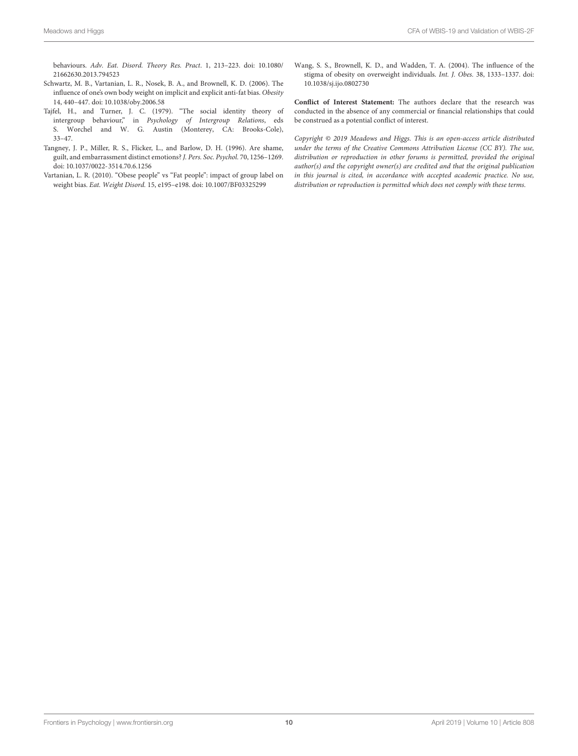behaviours. *Adv. Eat. Disord. Theory Res. Pract*. 1, 213–223. doi: 10.1080/21662630.2013.794523

Schwartz, M. B., Vartanian, L. R., Nosek, B. A., and Brownell, K. D. (2006). The influence of one's own body weight on implicit and explicit anti-fat bias. *Obesity* 14, 440–447. doi: 10.1038/oby.2006.58

Tajfel, H., and Turner, J. C. (1979). "The social identity theory of intergroup behaviour," in *Psychology of Intergroup Relations*, eds S. Worchel and W. G. Austin (Monterey, CA: Brooks-Cole), 33–47.

Tangney, J. P., Miller, R. S., Flicker, L., and Barlow, D. H. (1996). Are shame, guilt, and embarrassment distinct emotions? *J. Pers. Soc. Psychol.* 70, 1256–1269. doi: 10.1037/0022-3514.70.6.1256

Vartanian, L. R. (2010). "Obese people" vs "Fat people": impact of group label on weight bias. *Eat. Weight Disord.* 15, e195–e198. doi: 10.1007/BF03325299

Wang, S. S., Brownell, K. D., and Wadden, T. A. (2004). The influence of the stigma of obesity on overweight individuals. *Int. J. Obes.* 38, 1333–1337. doi: 10.1038/sj.ijo.0802730

**Conflict of Interest Statement:** The authors declare that the research was conducted in the absence of any commercial or financial relationships that could be construed as a potential conflict of interest.

*Copyright © 2019 Meadows and Higgs. This is an open-access article distributed under the terms of the Creative Commons Attribution License (CC BY). The use, distribution or reproduction in other forums is permitted, provided the original author(s) and the copyright owner(s) are credited and that the original publication in this journal is cited, in accordance with accepted academic practice. No use, distribution or reproduction is permitted which does not comply with these terms.*